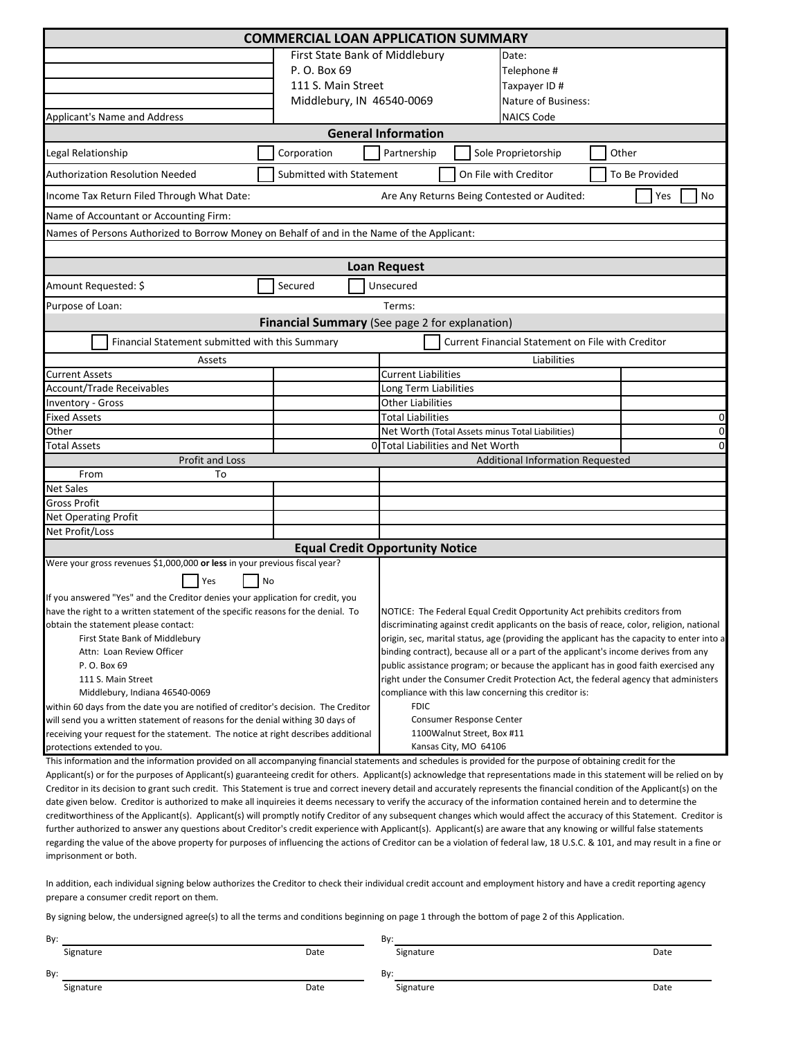# COMMERCIAL LOAN APPLICATION SUMMARY

| | | |
|---|---|---|
| | First State Bank of Middlebury | Date: |
| | P. O. Box 69 | Telephone # |
| | 111 S. Main Street | Taxpayer ID # |
| | Middlebury, IN 46540-0069 | Nature of Business: |
| Applicant's Name and Address | | NAICS Code |

## General Information

Legal Relationship ☐ Corporation ☐ Partnership ☐ Sole Proprietorship ☐ Other

Authorization Resolution Needed ☐ Submitted with Statement ☐ On File with Creditor ☐ To Be Provided

Income Tax Return Filed Through What Date: Are Any Returns Being Contested or Audited: ☐ Yes ☐ No

Name of Accountant or Accounting Firm:

Names of Persons Authorized to Borrow Money on Behalf of and in the Name of the Applicant:

## Loan Request

Amount Requested: $ ☐ Secured ☐ Unsecured

Purpose of Loan: Terms:

## Financial Summary (See page 2 for explanation)

☐ Financial Statement submitted with this Summary ☐ Current Financial Statement on File with Creditor

| Assets | | Liabilities | |
|---|---|---|---|
| Current Assets | | Current Liabilities | |
| Account/Trade Receivables | | Long Term Liabilities | |
| Inventory - Gross | | Other Liabilities | |
| Fixed Assets | | Total Liabilities | 0 |
| Other | | Net Worth (Total Assets minus Total Liabilities) | 0 |
| Total Assets | 0 | Total Liabilities and Net Worth | 0 |

| Profit and Loss | | Additional Information Requested |
|---|---|---|
| From To | | |
| Net Sales | | |
| Gross Profit | | |
| Net Operating Profit | | |
| Net Profit/Loss | | |

## Equal Credit Opportunity Notice

Were your gross revenues $1,000,000 **or less** in your previous fiscal year?

☐ Yes ☐ No

If you answered "Yes" and the Creditor denies your application for credit, you have the right to a written statement of the specific reasons for the denial. To obtain the statement please contact:

First State Bank of Middlebury
Attn: Loan Review Officer
P. O. Box 69
111 S. Main Street
Middlebury, Indiana 46540-0069

within 60 days from the date you are notified of creditor's decision. The Creditor will send you a written statement of reasons for the denial withing 30 days of receiving your request for the statement. The notice at right describes additional protections extended to you.

NOTICE: The Federal Equal Credit Opportunity Act prehibits creditors from discriminating against credit applicants on the basis of reace, color, religion, national origin, sec, marital status, age (providing the applicant has the capacity to enter into a binding contract), because all or a part of the applicant's income derives from any public assistance program; or because the applicant has in good faith exercised any right under the Consumer Credit Protection Act, the federal agency that administers compliance with this law concerning this creditor is:

FDIC
Consumer Response Center
1100Walnut Street, Box #11
Kansas City, MO 64106

This information and the information provided on all accompanying financial statements and schedules is provided for the purpose of obtaining credit for the Applicant(s) or for the purposes of Applicant(s) guaranteeing credit for others. Applicant(s) acknowledge that representations made in this statement will be relied on by Creditor in its decision to grant such credit. This Statement is true and correct inevery detail and accurately represents the financial condition of the Applicant(s) on the date given below. Creditor is authorized to make all inquireies it deems necessary to verify the accuracy of the information contained herein and to determine the creditworthiness of the Applicant(s). Applicant(s) will promptly notify Creditor of any subsequent changes which would affect the accuracy of this Statement. Creditor is further authorized to answer any questions about Creditor's credit experience with Applicant(s). Applicant(s) are aware that any knowing or willful false statements regarding the value of the above property for purposes of influencing the actions of Creditor can be a violation of federal law, 18 U.S.C. & 101, and may result in a fine or imprisonment or both.

In addition, each individual signing below authorizes the Creditor to check their individual credit account and employment history and have a credit reporting agency prepare a consumer credit report on them.

By signing below, the undersigned agree(s) to all the terms and conditions beginning on page 1 through the bottom of page 2 of this Application.

By: ______________________________
Signature Date

By: ______________________________
Signature Date

By: ______________________________
Signature Date

By: ______________________________
Signature Date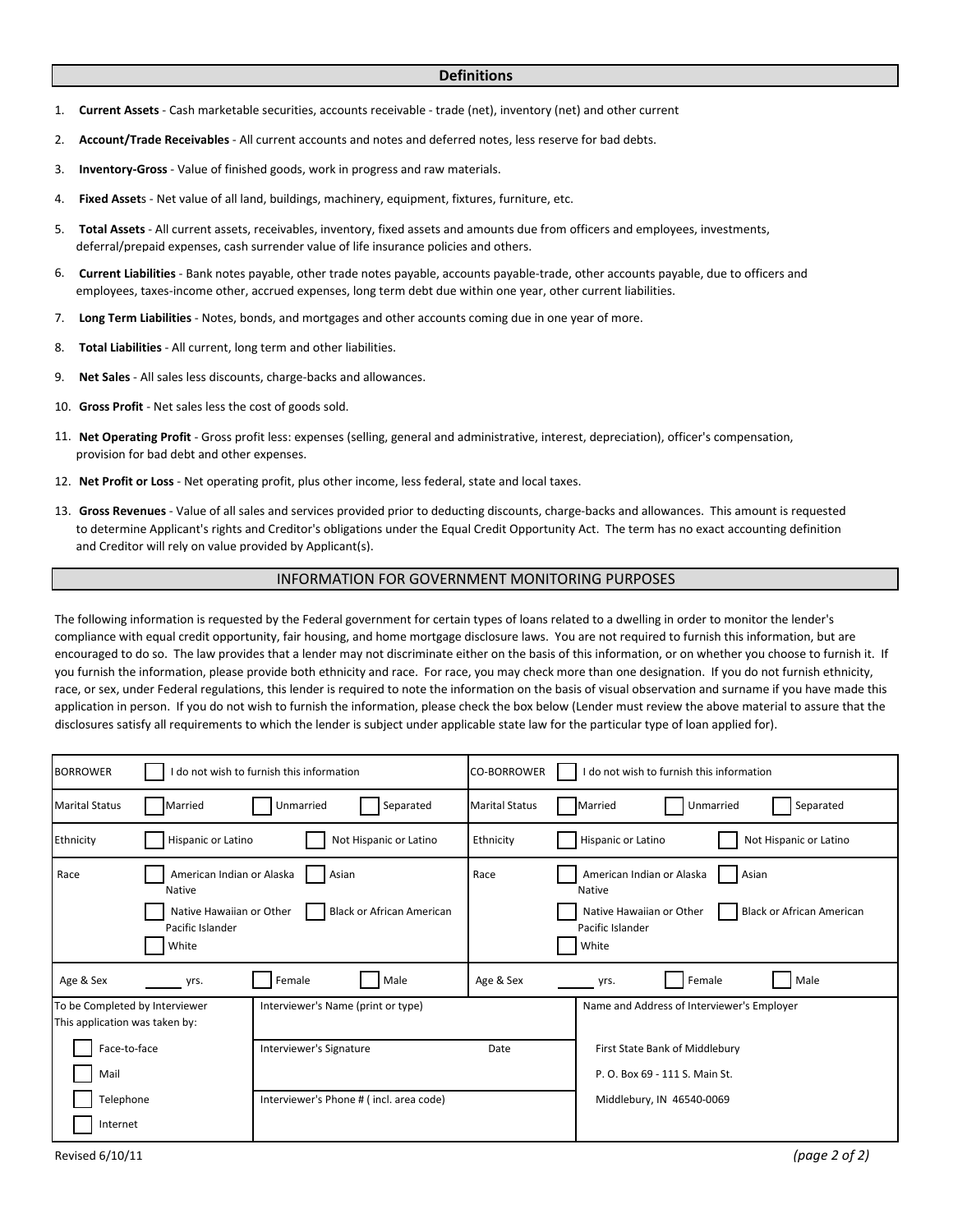## Definitions

1. **Current Assets** - Cash marketable securities, accounts receivable - trade (net), inventory (net) and other current
2. **Account/Trade Receivables** - All current accounts and notes and deferred notes, less reserve for bad debts.
3. **Inventory-Gross** - Value of finished goods, work in progress and raw materials.
4. **Fixed Asset**s - Net value of all land, buildings, machinery, equipment, fixtures, furniture, etc.
5. **Total Assets** - All current assets, receivables, inventory, fixed assets and amounts due from officers and employees, investments, deferral/prepaid expenses, cash surrender value of life insurance policies and others.
6. **Current Liabilities** - Bank notes payable, other trade notes payable, accounts payable-trade, other accounts payable, due to officers and employees, taxes-income other, accrued expenses, long term debt due within one year, other current liabilities.
7. **Long Term Liabilities** - Notes, bonds, and mortgages and other accounts coming due in one year of more.
8. **Total Liabilities** - All current, long term and other liabilities.
9. **Net Sales** - All sales less discounts, charge-backs and allowances.
10. **Gross Profit** - Net sales less the cost of goods sold.
11. **Net Operating Profit** - Gross profit less: expenses (selling, general and administrative, interest, depreciation), officer's compensation, provision for bad debt and other expenses.
12. **Net Profit or Loss** - Net operating profit, plus other income, less federal, state and local taxes.
13. **Gross Revenues** - Value of all sales and services provided prior to deducting discounts, charge-backs and allowances. This amount is requested to determine Applicant's rights and Creditor's obligations under the Equal Credit Opportunity Act. The term has no exact accounting definition and Creditor will rely on value provided by Applicant(s).

## INFORMATION FOR GOVERNMENT MONITORING PURPOSES

The following information is requested by the Federal government for certain types of loans related to a dwelling in order to monitor the lender's compliance with equal credit opportunity, fair housing, and home mortgage disclosure laws. You are not required to furnish this information, but are encouraged to do so. The law provides that a lender may not discriminate either on the basis of this information, or on whether you choose to furnish it. If you furnish the information, please provide both ethnicity and race. For race, you may check more than one designation. If you do not furnish ethnicity, race, or sex, under Federal regulations, this lender is required to note the information on the basis of visual observation and surname if you have made this application in person. If you do not wish to furnish the information, please check the box below (Lender must review the above material to assure that the disclosures satisfy all requirements to which the lender is subject under applicable state law for the particular type of loan applied for).

| | | | |
|---|---|---|---|
| BORROWER | ☐ I do not wish to furnish this information | CO-BORROWER | ☐ I do not wish to furnish this information |
| Marital Status | ☐ Married ☐ Unmarried ☐ Separated | Marital Status | ☐ Married ☐ Unmarried ☐ Separated |
| Ethnicity | ☐ Hispanic or Latino ☐ Not Hispanic or Latino | Ethnicity | ☐ Hispanic or Latino ☐ Not Hispanic or Latino |
| Race | ☐ American Indian or Alaska Native ☐ Asian ☐ Native Hawaiian or Other Pacific Islander ☐ Black or African American ☐ White | Race | ☐ American Indian or Alaska Native ☐ Asian ☐ Native Hawaiian or Other Pacific Islander ☐ Black or African American ☐ White |
| Age & Sex | _____ yrs. ☐ Female ☐ Male | Age & Sex | _____ yrs. ☐ Female ☐ Male |

| | | |
|---|---|---|
| To be Completed by Interviewer<br>This application was taken by: | Interviewer's Name (print or type) | Name and Address of Interviewer's Employer |
| ☐ Face-to-face<br>☐ Mail | Interviewer's Signature &nbsp;&nbsp;&nbsp; Date | First State Bank of Middlebury<br>P. O. Box 69 - 111 S. Main St. |
| ☐ Telephone<br>☐ Internet | Interviewer's Phone # ( incl. area code) | Middlebury, IN 46540-0069 |

Revised 6/10/11